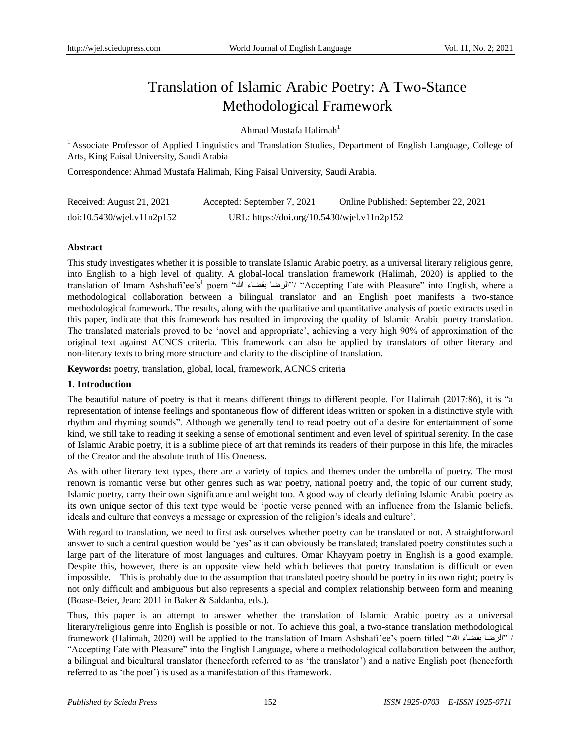# Translation of Islamic Arabic Poetry: A Two-Stance Methodological Framework

Ahmad Mustafa Halimah[1]

[1] Associate Professor of Applied Linguistics and Translation Studies, Department of English Language, College of Arts, King Faisal University, Saudi Arabia

Correspondence: Ahmad Mustafa Halimah, King Faisal University, Saudi Arabia.

Received: August 21, 2021 Accepted: September 7, 2021 Online Published: September 22, 2021

doi:10.5430/wjel.v11n2p152 URL: https://doi.org/10.5430/wjel.v11n2p152

## Abstract

This study investigates whether it is possible to translate Islamic Arabic poetry, as a universal literary religious genre, into English to a high level of quality. A global-local translation framework (Halimah, 2020) is applied to the translation of Imam Ashshafi'ee's[i] poem "الرضا بقضاء الله"/ "Accepting Fate with Pleasure" into English, where a methodological collaboration between a bilingual translator and an English poet manifests a two-stance methodological framework. The results, along with the qualitative and quantitative analysis of poetic extracts used in this paper, indicate that this framework has resulted in improving the quality of Islamic Arabic poetry translation. The translated materials proved to be 'novel and appropriate', achieving a very high 90% of approximation of the original text against ACNCS criteria. This framework can also be applied by translators of other literary and non-literary texts to bring more structure and clarity to the discipline of translation.

**Keywords:** poetry, translation, global, local, framework, ACNCS criteria

## 1. Introduction

The beautiful nature of poetry is that it means different things to different people. For Halimah (2017:86), it is "a representation of intense feelings and spontaneous flow of different ideas written or spoken in a distinctive style with rhythm and rhyming sounds". Although we generally tend to read poetry out of a desire for entertainment of some kind, we still take to reading it seeking a sense of emotional sentiment and even level of spiritual serenity. In the case of Islamic Arabic poetry, it is a sublime piece of art that reminds its readers of their purpose in this life, the miracles of the Creator and the absolute truth of His Oneness.

As with other literary text types, there are a variety of topics and themes under the umbrella of poetry. The most renown is romantic verse but other genres such as war poetry, national poetry and, the topic of our current study, Islamic poetry, carry their own significance and weight too. A good way of clearly defining Islamic Arabic poetry as its own unique sector of this text type would be 'poetic verse penned with an influence from the Islamic beliefs, ideals and culture that conveys a message or expression of the religion's ideals and culture'.

With regard to translation, we need to first ask ourselves whether poetry can be translated or not. A straightforward answer to such a central question would be 'yes' as it can obviously be translated; translated poetry constitutes such a large part of the literature of most languages and cultures. Omar Khayyam poetry in English is a good example. Despite this, however, there is an opposite view held which believes that poetry translation is difficult or even impossible. This is probably due to the assumption that translated poetry should be poetry in its own right; poetry is not only difficult and ambiguous but also represents a special and complex relationship between form and meaning (Boase-Beier, Jean: 2011 in Baker & Saldanha, eds.).

Thus, this paper is an attempt to answer whether the translation of Islamic Arabic poetry as a universal literary/religious genre into English is possible or not. To achieve this goal, a two-stance translation methodological framework (Halimah, 2020) will be applied to the translation of Imam Ashshafi'ee's poem titled "الرضا بقضاء الله" / "Accepting Fate with Pleasure" into the English Language, where a methodological collaboration between the author, a bilingual and bicultural translator (henceforth referred to as 'the translator') and a native English poet (henceforth referred to as 'the poet') is used as a manifestation of this framework.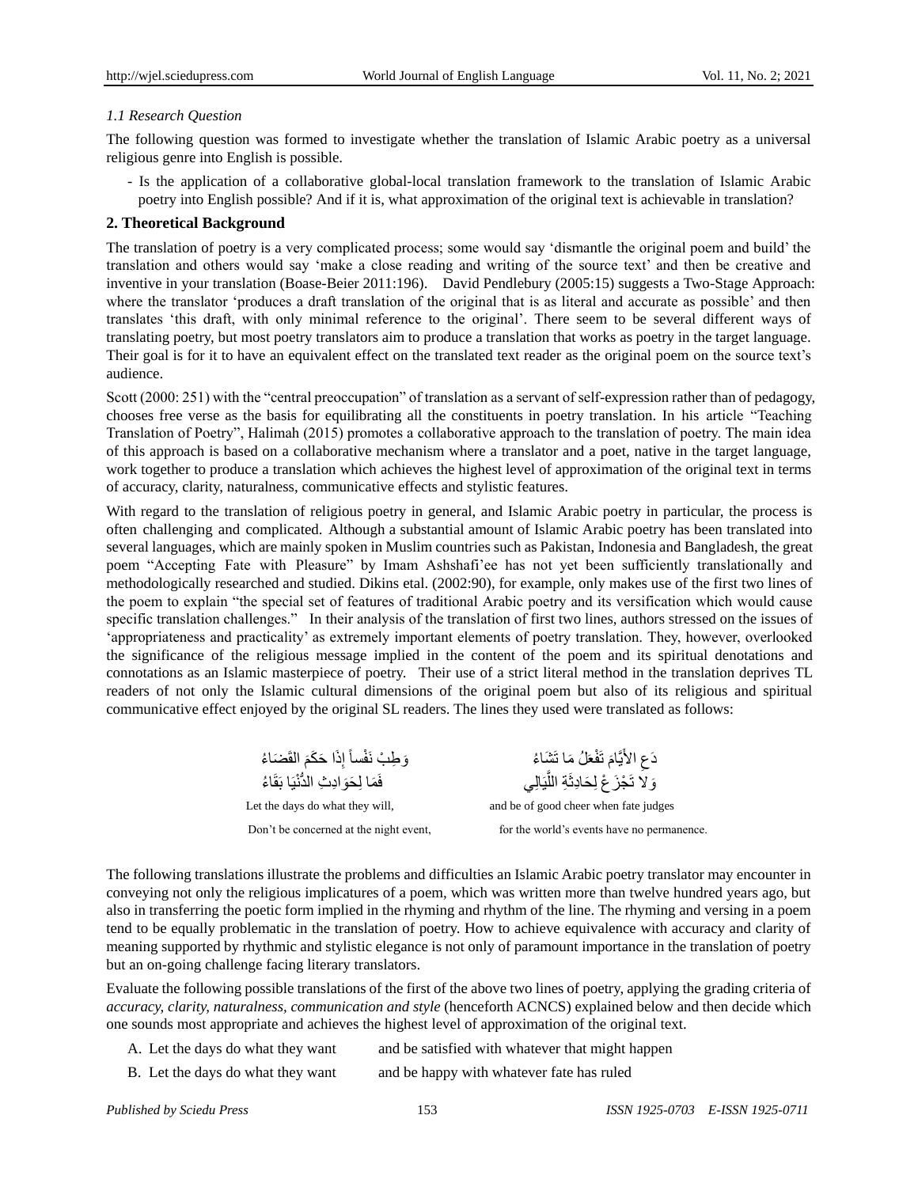### 1.1 Research Question

The following question was formed to investigate whether the translation of Islamic Arabic poetry as a universal religious genre into English is possible.

- Is the application of a collaborative global-local translation framework to the translation of Islamic Arabic poetry into English possible? And if it is, what approximation of the original text is achievable in translation?

## 2. Theoretical Background

The translation of poetry is a very complicated process; some would say 'dismantle the original poem and build' the translation and others would say 'make a close reading and writing of the source text' and then be creative and inventive in your translation (Boase-Beier 2011:196). David Pendlebury (2005:15) suggests a Two-Stage Approach: where the translator 'produces a draft translation of the original that is as literal and accurate as possible' and then translates 'this draft, with only minimal reference to the original'. There seem to be several different ways of translating poetry, but most poetry translators aim to produce a translation that works as poetry in the target language. Their goal is for it to have an equivalent effect on the translated text reader as the original poem on the source text's audience.

Scott (2000: 251) with the "central preoccupation" of translation as a servant of self-expression rather than of pedagogy, chooses free verse as the basis for equilibrating all the constituents in poetry translation. In his article "Teaching Translation of Poetry", Halimah (2015) promotes a collaborative approach to the translation of poetry. The main idea of this approach is based on a collaborative mechanism where a translator and a poet, native in the target language, work together to produce a translation which achieves the highest level of approximation of the original text in terms of accuracy, clarity, naturalness, communicative effects and stylistic features.

With regard to the translation of religious poetry in general, and Islamic Arabic poetry in particular, the process is often challenging and complicated. Although a substantial amount of Islamic Arabic poetry has been translated into several languages, which are mainly spoken in Muslim countries such as Pakistan, Indonesia and Bangladesh, the great poem "Accepting Fate with Pleasure" by Imam Ashshafi'ee has not yet been sufficiently translationally and methodologically researched and studied. Dikins etal. (2002:90), for example, only makes use of the first two lines of the poem to explain "the special set of features of traditional Arabic poetry and its versification which would cause specific translation challenges." In their analysis of the translation of first two lines, authors stressed on the issues of 'appropriateness and practicality' as extremely important elements of poetry translation. They, however, overlooked the significance of the religious message implied in the content of the poem and its spiritual denotations and connotations as an Islamic masterpiece of poetry. Their use of a strict literal method in the translation deprives TL readers of not only the Islamic cultural dimensions of the original poem but also of its religious and spiritual communicative effect enjoyed by the original SL readers. The lines they used were translated as follows:

دَعِ الأَيَّامَ تَفْعَلُ مَا تَشَاءُ &nbsp;&nbsp;&nbsp;&nbsp; وَطِبْ نَفْساً إِذَا حَكَمَ القَضَاءُ

وَلَا تَجْزَعْ لِحَادِثَةِ اللَّيَالِي &nbsp;&nbsp;&nbsp;&nbsp; فَمَا لِحَوَادِثِ الدُّنْيَا بَقَاءُ

Let the days do what they will, &nbsp;&nbsp;&nbsp;&nbsp; and be of good cheer when fate judges

Don't be concerned at the night event, &nbsp;&nbsp;&nbsp;&nbsp; for the world's events have no permanence.

The following translations illustrate the problems and difficulties an Islamic Arabic poetry translator may encounter in conveying not only the religious implicatures of a poem, which was written more than twelve hundred years ago, but also in transferring the poetic form implied in the rhyming and rhythm of the line. The rhyming and versing in a poem tend to be equally problematic in the translation of poetry. How to achieve equivalence with accuracy and clarity of meaning supported by rhythmic and stylistic elegance is not only of paramount importance in the translation of poetry but an on-going challenge facing literary translators.

Evaluate the following possible translations of the first of the above two lines of poetry, applying the grading criteria of *accuracy, clarity, naturalness, communication and style* (henceforth ACNCS) explained below and then decide which one sounds most appropriate and achieves the highest level of approximation of the original text.

A. Let the days do what they want &nbsp;&nbsp;&nbsp;&nbsp; and be satisfied with whatever that might happen

B. Let the days do what they want &nbsp;&nbsp;&nbsp;&nbsp; and be happy with whatever fate has ruled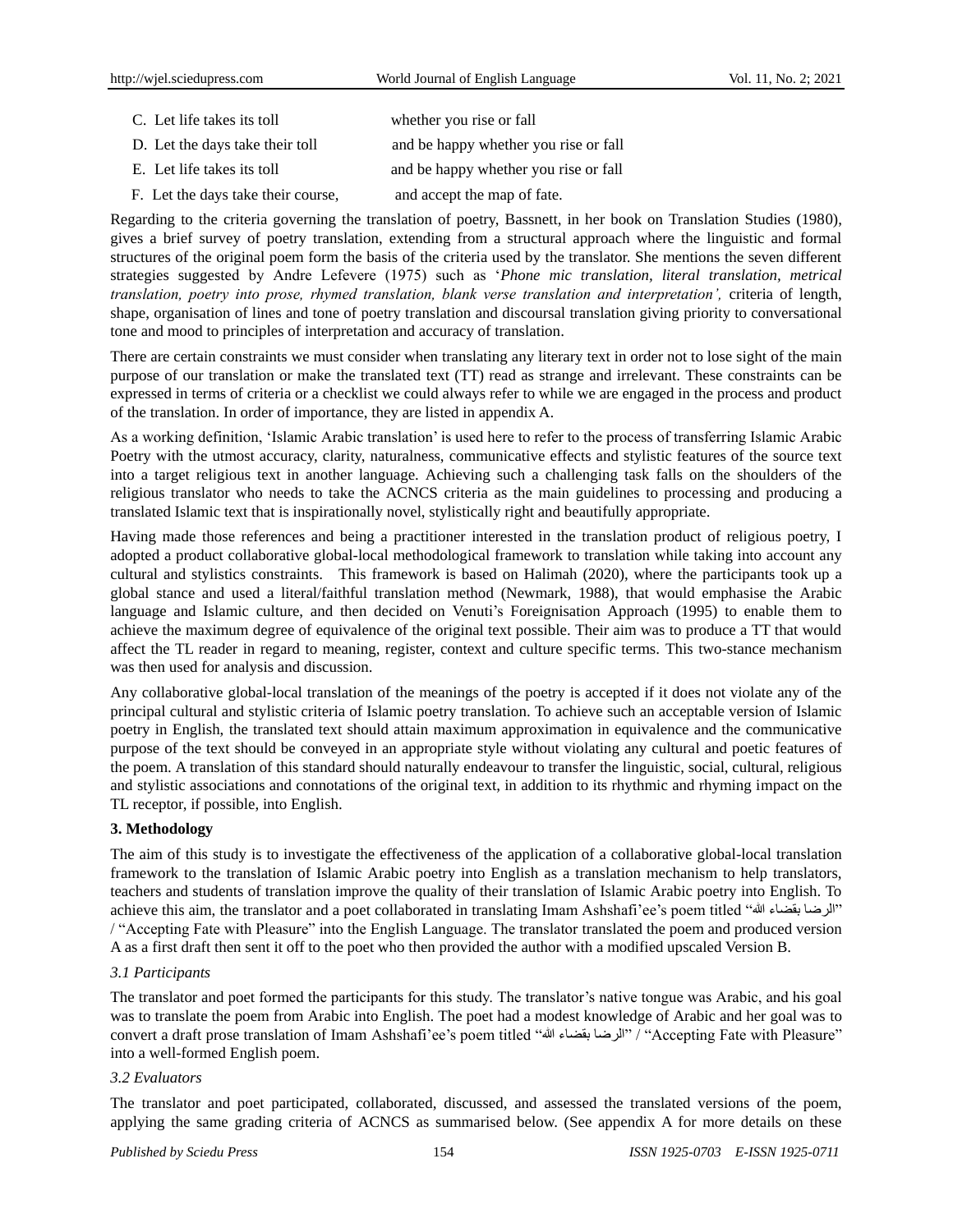C. Let life takes its toll  whether you rise or fall

D. Let the days take their toll  and be happy whether you rise or fall

E. Let life takes its toll  and be happy whether you rise or fall

F. Let the days take their course,  and accept the map of fate.

Regarding to the criteria governing the translation of poetry, Bassnett, in her book on Translation Studies (1980), gives a brief survey of poetry translation, extending from a structural approach where the linguistic and formal structures of the original poem form the basis of the criteria used by the translator. She mentions the seven different strategies suggested by Andre Lefevere (1975) such as '*Phone mic translation, literal translation, metrical translation, poetry into prose, rhymed translation, blank verse translation and interpretation',* criteria of length, shape, organisation of lines and tone of poetry translation and discoursal translation giving priority to conversational tone and mood to principles of interpretation and accuracy of translation.

There are certain constraints we must consider when translating any literary text in order not to lose sight of the main purpose of our translation or make the translated text (TT) read as strange and irrelevant. These constraints can be expressed in terms of criteria or a checklist we could always refer to while we are engaged in the process and product of the translation. In order of importance, they are listed in appendix A.

As a working definition, 'Islamic Arabic translation' is used here to refer to the process of transferring Islamic Arabic Poetry with the utmost accuracy, clarity, naturalness, communicative effects and stylistic features of the source text into a target religious text in another language. Achieving such a challenging task falls on the shoulders of the religious translator who needs to take the ACNCS criteria as the main guidelines to processing and producing a translated Islamic text that is inspirationally novel, stylistically right and beautifully appropriate.

Having made those references and being a practitioner interested in the translation product of religious poetry, I adopted a product collaborative global-local methodological framework to translation while taking into account any cultural and stylistics constraints. This framework is based on Halimah (2020), where the participants took up a global stance and used a literal/faithful translation method (Newmark, 1988), that would emphasise the Arabic language and Islamic culture, and then decided on Venuti's Foreignisation Approach (1995) to enable them to achieve the maximum degree of equivalence of the original text possible. Their aim was to produce a TT that would affect the TL reader in regard to meaning, register, context and culture specific terms. This two-stance mechanism was then used for analysis and discussion.

Any collaborative global-local translation of the meanings of the poetry is accepted if it does not violate any of the principal cultural and stylistic criteria of Islamic poetry translation. To achieve such an acceptable version of Islamic poetry in English, the translated text should attain maximum approximation in equivalence and the communicative purpose of the text should be conveyed in an appropriate style without violating any cultural and poetic features of the poem. A translation of this standard should naturally endeavour to transfer the linguistic, social, cultural, religious and stylistic associations and connotations of the original text, in addition to its rhythmic and rhyming impact on the TL receptor, if possible, into English.

## 3. Methodology

The aim of this study is to investigate the effectiveness of the application of a collaborative global-local translation framework to the translation of Islamic Arabic poetry into English as a translation mechanism to help translators, teachers and students of translation improve the quality of their translation of Islamic Arabic poetry into English. To achieve this aim, the translator and a poet collaborated in translating Imam Ashshafi'ee's poem titled "الرضا بقضاء الله" / "Accepting Fate with Pleasure" into the English Language. The translator translated the poem and produced version A as a first draft then sent it off to the poet who then provided the author with a modified upscaled Version B.

### *3.1 Participants*

The translator and poet formed the participants for this study. The translator's native tongue was Arabic, and his goal was to translate the poem from Arabic into English. The poet had a modest knowledge of Arabic and her goal was to convert a draft prose translation of Imam Ashshafi'ee's poem titled "الرضا بقضاء الله" / "Accepting Fate with Pleasure" into a well-formed English poem.

### *3.2 Evaluators*

The translator and poet participated, collaborated, discussed, and assessed the translated versions of the poem, applying the same grading criteria of ACNCS as summarised below. (See appendix A for more details on these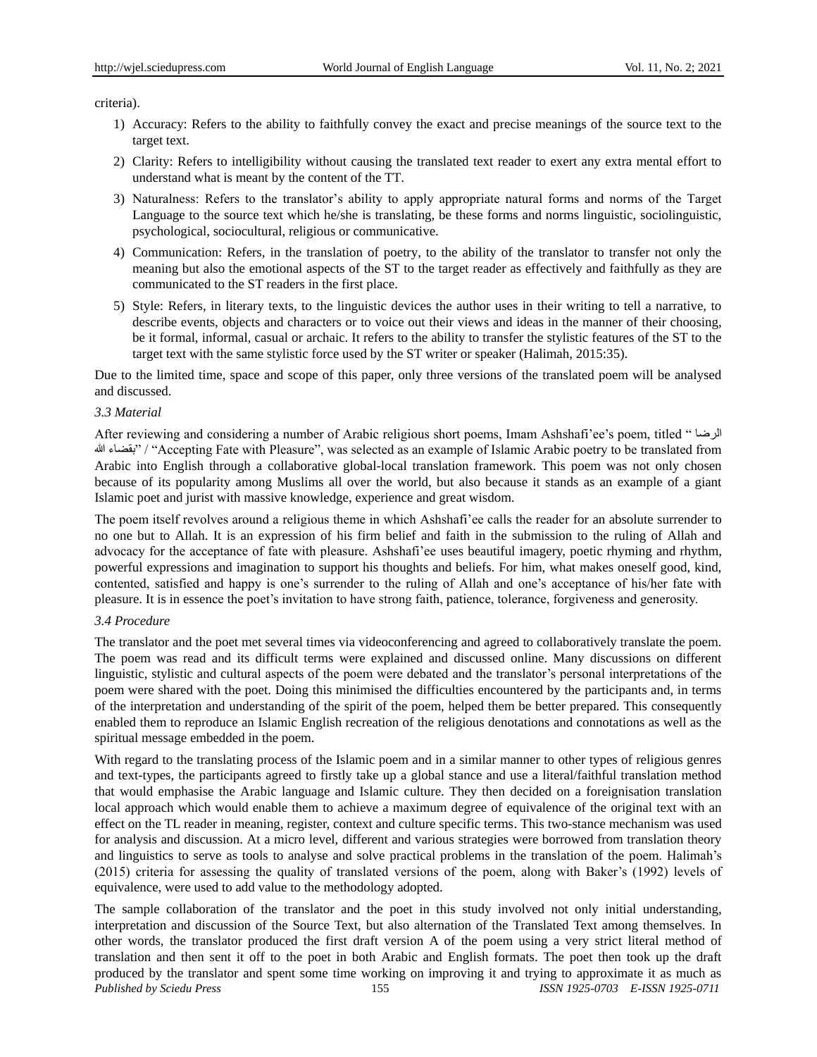criteria).

1) Accuracy: Refers to the ability to faithfully convey the exact and precise meanings of the source text to the target text.
2) Clarity: Refers to intelligibility without causing the translated text reader to exert any extra mental effort to understand what is meant by the content of the TT.
3) Naturalness: Refers to the translator's ability to apply appropriate natural forms and norms of the Target Language to the source text which he/she is translating, be these forms and norms linguistic, sociolinguistic, psychological, sociocultural, religious or communicative.
4) Communication: Refers, in the translation of poetry, to the ability of the translator to transfer not only the meaning but also the emotional aspects of the ST to the target reader as effectively and faithfully as they are communicated to the ST readers in the first place.
5) Style: Refers, in literary texts, to the linguistic devices the author uses in their writing to tell a narrative, to describe events, objects and characters or to voice out their views and ideas in the manner of their choosing, be it formal, informal, casual or archaic. It refers to the ability to transfer the stylistic features of the ST to the target text with the same stylistic force used by the ST writer or speaker (Halimah, 2015:35).

Due to the limited time, space and scope of this paper, only three versions of the translated poem will be analysed and discussed.

### *3.3 Material*

After reviewing and considering a number of Arabic religious short poems, Imam Ashshafi'ee's poem, titled " الرضا بقضاء الله" / "Accepting Fate with Pleasure", was selected as an example of Islamic Arabic poetry to be translated from Arabic into English through a collaborative global-local translation framework. This poem was not only chosen because of its popularity among Muslims all over the world, but also because it stands as an example of a giant Islamic poet and jurist with massive knowledge, experience and great wisdom.

The poem itself revolves around a religious theme in which Ashshafi'ee calls the reader for an absolute surrender to no one but to Allah. It is an expression of his firm belief and faith in the submission to the ruling of Allah and advocacy for the acceptance of fate with pleasure. Ashshafi'ee uses beautiful imagery, poetic rhyming and rhythm, powerful expressions and imagination to support his thoughts and beliefs. For him, what makes oneself good, kind, contented, satisfied and happy is one's surrender to the ruling of Allah and one's acceptance of his/her fate with pleasure. It is in essence the poet's invitation to have strong faith, patience, tolerance, forgiveness and generosity.

### *3.4 Procedure*

The translator and the poet met several times via videoconferencing and agreed to collaboratively translate the poem. The poem was read and its difficult terms were explained and discussed online. Many discussions on different linguistic, stylistic and cultural aspects of the poem were debated and the translator's personal interpretations of the poem were shared with the poet. Doing this minimised the difficulties encountered by the participants and, in terms of the interpretation and understanding of the spirit of the poem, helped them be better prepared. This consequently enabled them to reproduce an Islamic English recreation of the religious denotations and connotations as well as the spiritual message embedded in the poem.

With regard to the translating process of the Islamic poem and in a similar manner to other types of religious genres and text-types, the participants agreed to firstly take up a global stance and use a literal/faithful translation method that would emphasise the Arabic language and Islamic culture. They then decided on a foreignisation translation local approach which would enable them to achieve a maximum degree of equivalence of the original text with an effect on the TL reader in meaning, register, context and culture specific terms. This two-stance mechanism was used for analysis and discussion. At a micro level, different and various strategies were borrowed from translation theory and linguistics to serve as tools to analyse and solve practical problems in the translation of the poem. Halimah's (2015) criteria for assessing the quality of translated versions of the poem, along with Baker's (1992) levels of equivalence, were used to add value to the methodology adopted.

The sample collaboration of the translator and the poet in this study involved not only initial understanding, interpretation and discussion of the Source Text, but also alternation of the Translated Text among themselves. In other words, the translator produced the first draft version A of the poem using a very strict literal method of translation and then sent it off to the poet in both Arabic and English formats. The poet then took up the draft produced by the translator and spent some time working on improving it and trying to approximate it as much as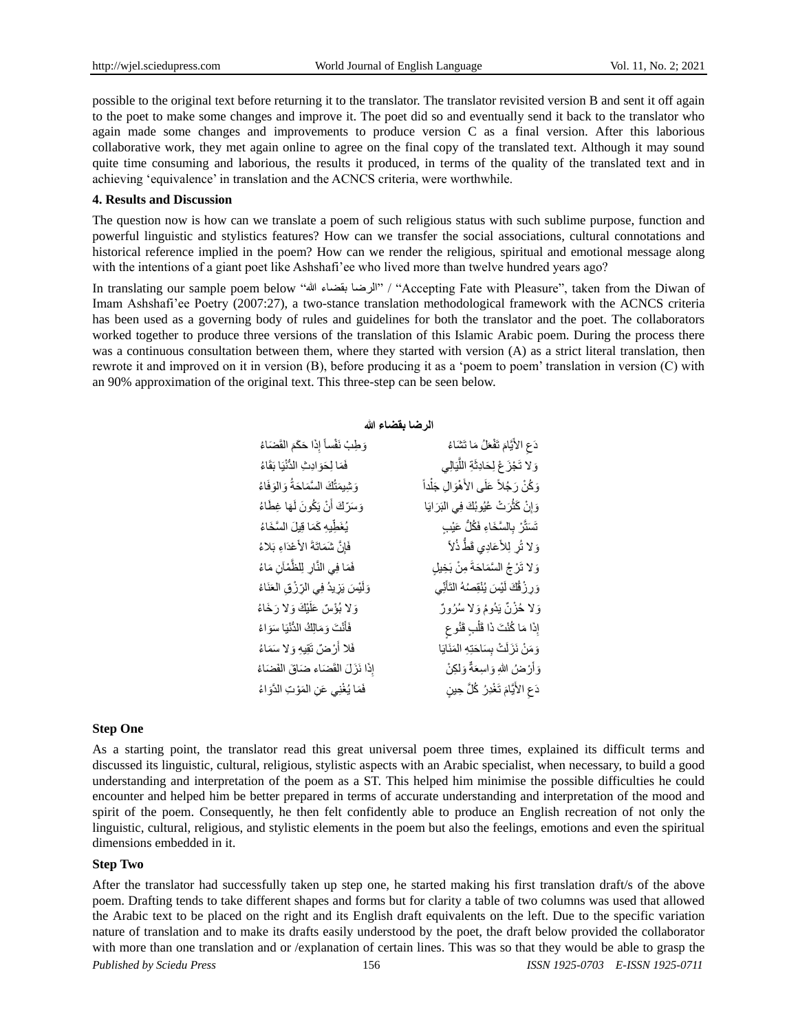possible to the original text before returning it to the translator. The translator revisited version B and sent it off again to the poet to make some changes and improve it. The poet did so and eventually send it back to the translator who again made some changes and improvements to produce version C as a final version. After this laborious collaborative work, they met again online to agree on the final copy of the translated text. Although it may sound quite time consuming and laborious, the results it produced, in terms of the quality of the translated text and in achieving 'equivalence' in translation and the ACNCS criteria, were worthwhile.

#### 4. Results and Discussion

The question now is how can we translate a poem of such religious status with such sublime purpose, function and powerful linguistic and stylistics features? How can we transfer the social associations, cultural connotations and historical reference implied in the poem? How can we render the religious, spiritual and emotional message along with the intentions of a giant poet like Ashshafi'ee who lived more than twelve hundred years ago?

In translating our sample poem below "الرضا بقضاء الله" / "Accepting Fate with Pleasure", taken from the Diwan of Imam Ashshafi'ee Poetry (2007:27), a two-stance translation methodological framework with the ACNCS criteria has been used as a governing body of rules and guidelines for both the translator and the poet. The collaborators worked together to produce three versions of the translation of this Islamic Arabic poem. During the process there was a continuous consultation between them, where they started with version (A) as a strict literal translation, then rewrote it and improved on it in version (B), before producing it as a 'poem to poem' translation in version (C) with an 90% approximation of the original text. This three-step can be seen below.

**الرضا بقضاء الله**

دَعِ الأَيَّامَ تَفْعَلُ مَا تَشَاءُ &nbsp;&nbsp;&nbsp; وَطِبْ نَفْساً إِذَا حَكَمَ القَضَاءُ

وَلا تَجْزَعْ لِحَادِثَةِ اللَّيَالِي &nbsp;&nbsp;&nbsp; فَمَا لِحَوَادِثِ الدُّنْيَا بَقَاءُ

وَكُنْ رَجُلاً عَلَى الأَهْوَالِ جَلْداً &nbsp;&nbsp;&nbsp; وَشِيمَتُكَ السَّمَاحَةُ وَالوَفَاءُ

وَإِنْ كَثُرَتْ عُيُوبُكَ فِي البَرَايَا &nbsp;&nbsp;&nbsp; وَسَرَّكَ أَنْ يَكُونَ لَهَا غِطَاءُ

تَسَتَّرْ بِالسَّخَاءِ فَكُلُّ عَيْبٍ &nbsp;&nbsp;&nbsp; يُغَطِّيهِ كَمَا قِيلَ السَّخَاءُ

وَلا تُرِ لِلأَعَادِي قَطُّ ذُلاً &nbsp;&nbsp;&nbsp; فَإِنَّ شَمَاتَةَ الأَعْدَاءِ بَلاءُ

وَلا تَرْجُ السَّمَاحَةَ مِنْ بَخِيلٍ &nbsp;&nbsp;&nbsp; فَمَا فِي النَّارِ لِلظَّمْآنِ مَاءُ

وَرِزْقُكَ لَيْسَ يُنْقِصُهُ التَّأَنِّي &nbsp;&nbsp;&nbsp; وَلَيْسَ يَزِيدُ فِي الرِّزْقِ العَنَاءُ

وَلا حُزْنٌ يَدُومُ وَلا سُرُورٌ &nbsp;&nbsp;&nbsp; وَلا بُؤْسٌ عَلَيْكَ وَلا رَخَاءُ

إِذَا مَا كُنْتَ ذَا قَلْبٍ قَنُوعٍ &nbsp;&nbsp;&nbsp; فَأَنْتَ وَمَالِكُ الدُّنْيَا سَوَاءُ

وَمَنْ نَزَلَتْ بِسَاحَتِهِ المَنَايَا &nbsp;&nbsp;&nbsp; فَلا أَرْضٌ تَقِيهِ وَلا سَمَاءُ

وَأَرْضُ اللهِ وَاسِعَةٌ وَلَكِنْ &nbsp;&nbsp;&nbsp; إِذَا نَزَلَ القَضَاء ضَاقَ الفَضَاءُ

دَعِ الأَيَّامَ تَغْدِرُ كُلَّ حِينٍ &nbsp;&nbsp;&nbsp; فَمَا يُغْنِي عَنِ المَوْتِ الدَّوَاءُ

**Step One**

As a starting point, the translator read this great universal poem three times, explained its difficult terms and discussed its linguistic, cultural, religious, stylistic aspects with an Arabic specialist, when necessary, to build a good understanding and interpretation of the poem as a ST. This helped him minimise the possible difficulties he could encounter and helped him be better prepared in terms of accurate understanding and interpretation of the mood and spirit of the poem. Consequently, he then felt confidently able to produce an English recreation of not only the linguistic, cultural, religious, and stylistic elements in the poem but also the feelings, emotions and even the spiritual dimensions embedded in it.

**Step Two**

After the translator had successfully taken up step one, he started making his first translation draft/s of the above poem. Drafting tends to take different shapes and forms but for clarity a table of two columns was used that allowed the Arabic text to be placed on the right and its English draft equivalents on the left. Due to the specific variation nature of translation and to make its drafts easily understood by the poet, the draft below provided the collaborator with more than one translation and or /explanation of certain lines. This was so that they would be able to grasp the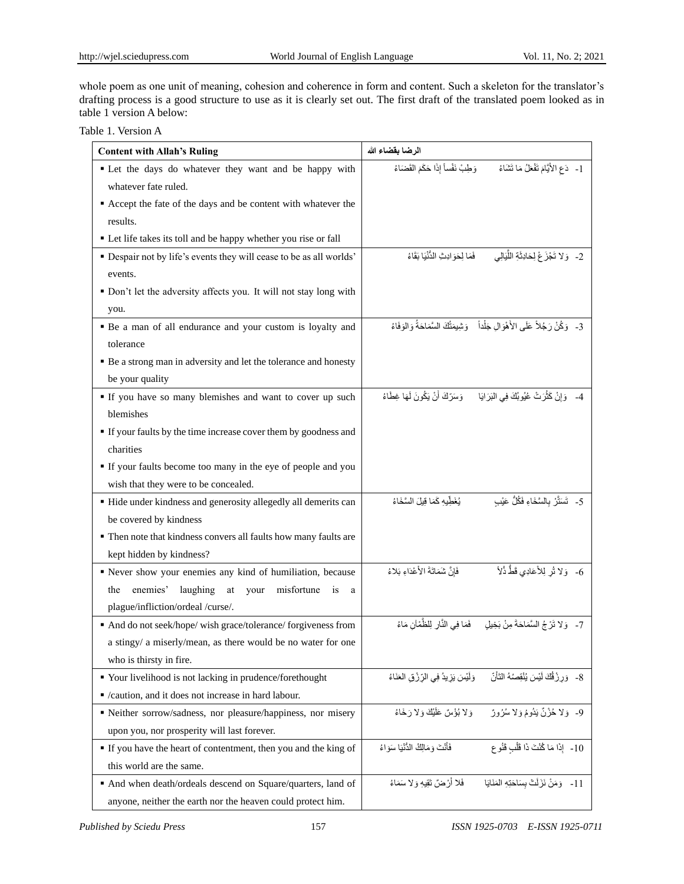whole poem as one unit of meaning, cohesion and coherence in form and content. Such a skeleton for the translator's drafting process is a good structure to use as it is clearly set out. The first draft of the translated poem looked as in table 1 version A below:

Table 1. Version A

| **Content with Allah's Ruling** | **الرضا بقضاء الله** |
|---|---|
| ▪ Let the days do whatever they want and be happy with whatever fate ruled.<br>▪ Accept the fate of the days and be content with whatever the results.<br>▪ Let life takes its toll and be happy whether you rise or fall | 1- دَعِ الأَيَّامَ تَفْعَلُ مَا تَشَاءُ وَطِبْ نَفْساً إِذَا حَكَمَ القَضَاءُ |
| ▪ Despair not by life's events they will cease to be as all worlds' events.<br>▪ Don't let the adversity affects you. It will not stay long with you. | 2- وَلا تَجْزَعْ لِحَادِثَةِ اللَّيَالِي فَمَا لِحَوَادِثِ الدُّنْيَا بَقَاءُ |
| ▪ Be a man of all endurance and your custom is loyalty and tolerance<br>▪ Be a strong man in adversity and let the tolerance and honesty be your quality | 3- وَكُنْ رَجُلاً عَلَى الأَهْوَالِ جَلْداً وَشِيمَتُكَ السَّمَاحَةُ وَالوَفَاءُ |
| ▪ If you have so many blemishes and want to cover up such blemishes<br>▪ If your faults by the time increase cover them by goodness and charities<br>▪ If your faults become too many in the eye of people and you wish that they were to be concealed. | 4- وَإِنْ كَثُرَتْ عُيُوبُكَ فِي البَرَايَا وَسَرَّكَ أَنْ يَكُونَ لَهَا غِطَاءُ |
| ▪ Hide under kindness and generosity allegedly all demerits can be covered by kindness<br>▪ Then note that kindness convers all faults how many faults are kept hidden by kindness? | 5- تَسَتَّرْ بِالسَّخَاءِ فَكُلُّ عَيْبٍ يُغَطِّيهِ كَمَا قِيلَ السَّخَاءُ |
| ▪ Never show your enemies any kind of humiliation, because the enemies' laughing at your misfortune is a plague/infliction/ordeal /curse/. | 6- وَلا تُرِ لِلأَعَادِي قَطُّ ذُلاً فَإِنَّ شَمَاتَةَ الأَعْدَاءِ بَلاءُ |
| ▪ And do not seek/hope/ wish grace/tolerance/ forgiveness from a stingy/ a miserly/mean, as there would be no water for one who is thirsty in fire. | 7- وَلا تَرْجُ السَّمَاحَةَ مِنْ بَخِيلٍ فَمَا فِي النَّارِ لِلظَّمْآنِ مَاءُ |
| ▪ Your livelihood is not lacking in prudence/forethought<br>▪ /caution, and it does not increase in hard labour. | 8- وَرِزْقُكَ لَيْسَ يُنْقِصُهُ التَّأَنِّ وَلَيْسَ يَزِيدُ فِي الرِّزْقِ العَنَاءُ |
| ▪ Neither sorrow/sadness, nor pleasure/happiness, nor misery upon you, nor prosperity will last forever. | 9- وَلا حُزْنٌ يَدُومُ وَلا سُرُورٌ وَلا بُؤْسٌ عَلَيْكَ وَلا رَخَاءُ |
| ▪ If you have the heart of contentment, then you and the king of this world are the same. | 10- إِذَا مَا كُنْتَ ذَا قَلْبٍ قَنُوعٍ فَأَنْتَ وَمَالِكُ الدُّنْيَا سَوَاءُ |
| ▪ And when death/ordeals descend on Square/quarters, land of anyone, neither the earth nor the heaven could protect him. | 11- وَمَنْ نَزَلَتْ بِسَاحَتِهِ المَنَايَا فَلا أَرْضٌ تَقِيهِ وَلا سَمَاءُ |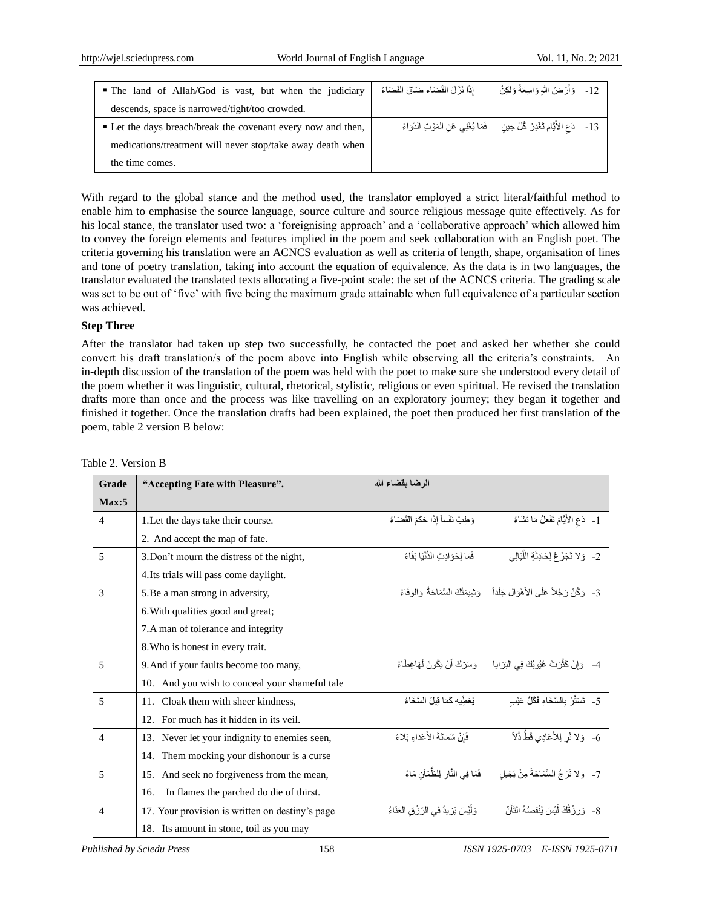| | |
|---|---|
| ▪ The land of Allah/God is vast, but when the judiciary descends, space is narrowed/tight/too crowded. | 12- وَأَرْضُ اللهِ وَاسِعَةٌ وَلَكِنْ إذَا نَزَلَ القَضَاء ضَاقَ الفَضَاءُ |
| ▪ Let the days breach/break the covenant every now and then, medications/treatment will never stop/take away death when the time comes. | 13- دَعِ الأَيَّامَ تَغْدِرُ كُلَّ حِينٍ فَمَا يُغْنِي عَنِ المَوْتِ الدَّوَاءُ |

With regard to the global stance and the method used, the translator employed a strict literal/faithful method to enable him to emphasise the source language, source culture and source religious message quite effectively. As for his local stance, the translator used two: a 'foreignising approach' and a 'collaborative approach' which allowed him to convey the foreign elements and features implied in the poem and seek collaboration with an English poet. The criteria governing his translation were an ACNCS evaluation as well as criteria of length, shape, organisation of lines and tone of poetry translation, taking into account the equation of equivalence. As the data is in two languages, the translator evaluated the translated texts allocating a five-point scale: the set of the ACNCS criteria. The grading scale was set to be out of 'five' with five being the maximum grade attainable when full equivalence of a particular section was achieved.

**Step Three**

After the translator had taken up step two successfully, he contacted the poet and asked her whether she could convert his draft translation/s of the poem above into English while observing all the criteria's constraints. An in-depth discussion of the translation of the poem was held with the poet to make sure she understood every detail of the poem whether it was linguistic, cultural, rhetorical, stylistic, religious or even spiritual. He revised the translation drafts more than once and the process was like travelling on an exploratory journey; they began it together and finished it together. Once the translation drafts had been explained, the poet then produced her first translation of the poem, table 2 version B below:

Table 2. Version B

| Grade Max:5 | "Accepting Fate with Pleasure". | الرضا بقضاء الله |
|---|---|---|
| 4 | 1.Let the days take their course.<br>2. And accept the map of fate. | 1- دَعِ الأَيَّامَ تَفْعَلُ مَا تَشَاءُ وَطِبْ نَفْساً إذَا حَكَمَ القَضَاءُ |
| 5 | 3.Don't mourn the distress of the night,<br>4.Its trials will pass come daylight. | 2- وَلا تَجْزَعْ لِحَادِثَةِ اللَّيَالِي فَمَا لِحَوَادِثِ الدُّنْيَا بَقَاءُ |
| 3 | 5.Be a man strong in adversity,<br>6.With qualities good and great;<br>7.A man of tolerance and integrity<br>8.Who is honest in every trait. | 3- وَكُنْ رَجُلاً عَلَى الأَهْوَالِ جَلْداً وَشِيمَتُكَ السَّمَاحَةُ وَالوَفَاءُ |
| 5 | 9.And if your faults become too many,<br>10. And you wish to conceal your shameful tale | 4- وَإِنْ كَثُرَتْ عُيُوبُكَ فِي البَرَايَا وَسَرَّكَ أَنْ يَكُونَ لَهَا غِطَاءُ |
| 5 | 11. Cloak them with sheer kindness,<br>12. For much has it hidden in its veil. | 5- تَسَتَّرْ بِالسَّخَاءِ فَكُلُّ عَيْبٍ يُغَطِّيهِ كَمَا قِيلَ السَّخَاءُ |
| 4 | 13. Never let your indignity to enemies seen,<br>14. Them mocking your dishonour is a curse | 6- وَلا تُرِ لِلأَعَادِي قَطُّ ذُلاً فَإِنَّ شَمَاتَةَ الأَعْدَاءِ بَلاءُ |
| 5 | 15. And seek no forgiveness from the mean,<br>16. In flames the parched do die of thirst. | 7- وَلا تَرْجُ السَّمَاحَةَ مِنْ بَخِيلٍ فَمَا فِي النَّارِ لِلظَّمْآنِ مَاءُ |
| 4 | 17. Your provision is written on destiny's page<br>18. Its amount in stone, toil as you may | 8- وَرِزْقُكَ لَيْسَ يُنْقِصُهُ التَّأَنِّ وَلَيْسَ يَزِيدُ فِي الرِّزْقِ العَنَاءُ |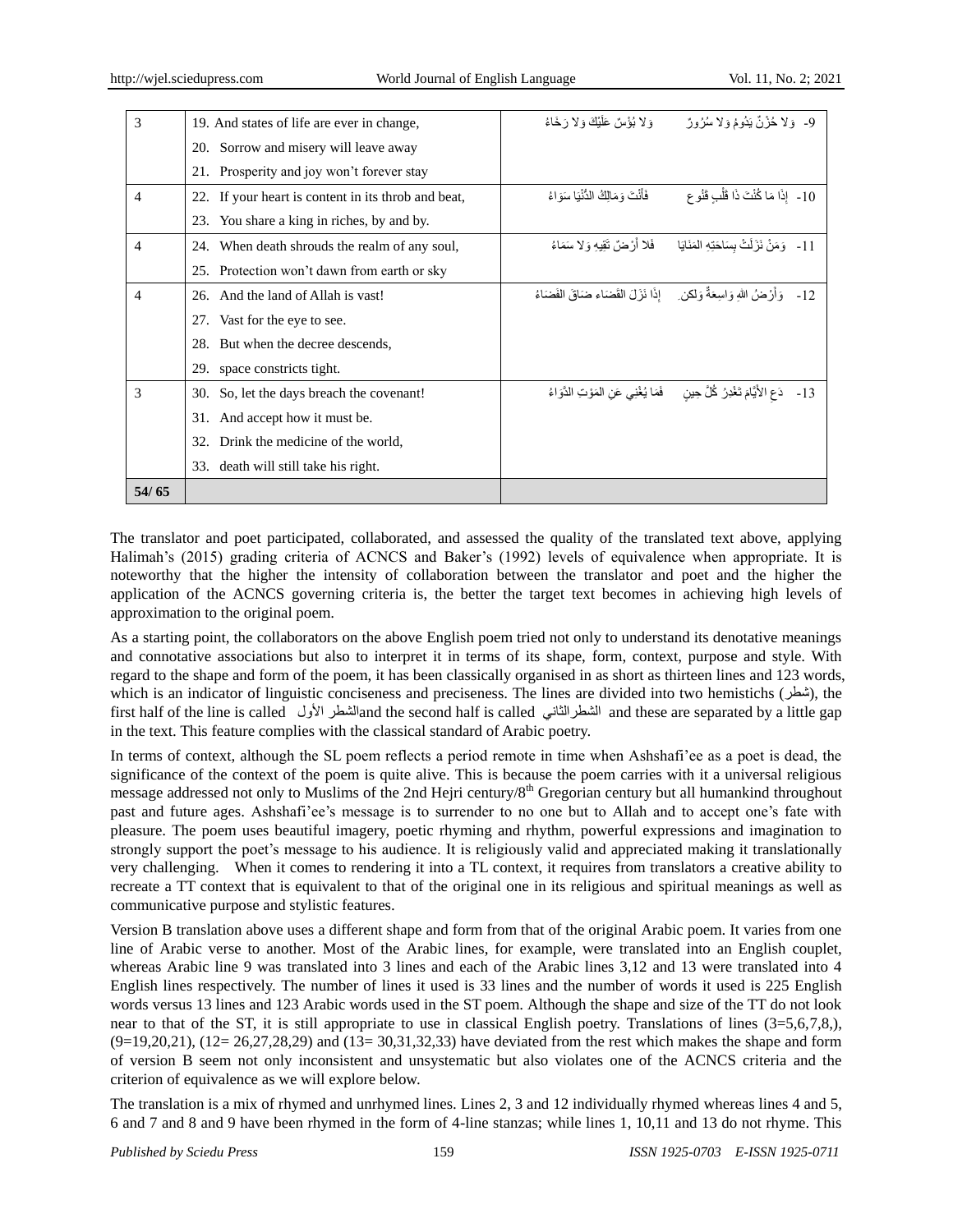| 3 | 19. And states of life are ever in change,<br>20. Sorrow and misery will leave away<br>21. Prosperity and joy won't forever stay | 9- وَلا حُزْنٌ يَدُومُ وَلا سُرُورٌ وَلا بُؤْسٌ عَلَيْكَ وَلا رَخَاءُ |
|---|---|---|
| 4 | 22. If your heart is content in its throb and beat,<br>23. You share a king in riches, by and by. | 10- إِذَا مَا كُنْتَ ذَا قَلْبٍ قَنُوعٍ فَأَنْتَ وَمَالِكُ الدُّنْيَا سَوَاءُ |
| 4 | 24. When death shrouds the realm of any soul,<br>25. Protection won't dawn from earth or sky | 11- وَمَنْ نَزَلَتْ بِسَاحَتِهِ المَنَايَا فَلا أَرْضٌ تَقِيهِ وَلا سَمَاءُ |
| 4 | 26. And the land of Allah is vast!<br>27. Vast for the eye to see.<br>28. But when the decree descends,<br>29. space constricts tight. | 12- وَأَرْضُ اللهِ وَاسِعَةٌ وَلَكِنْ إِذَا نَزَلَ القَضَاء ضَاقَ الفَضَاءُ |
| 3 | 30. So, let the days breach the covenant!<br>31. And accept how it must be.<br>32. Drink the medicine of the world,<br>33. death will still take his right. | 13- دَعِ الأَيَّامَ تَغْدِرُ كُلَّ حِينٍ فَمَا يُغْنِي عَنِ المَوْتِ الدَّوَاءُ |
| **54/ 65** | | |

The translator and poet participated, collaborated, and assessed the quality of the translated text above, applying Halimah's (2015) grading criteria of ACNCS and Baker's (1992) levels of equivalence when appropriate. It is noteworthy that the higher the intensity of collaboration between the translator and poet and the higher the application of the ACNCS governing criteria is, the better the target text becomes in achieving high levels of approximation to the original poem.

As a starting point, the collaborators on the above English poem tried not only to understand its denotative meanings and connotative associations but also to interpret it in terms of its shape, form, context, purpose and style. With regard to the shape and form of the poem, it has been classically organised in as short as thirteen lines and 123 words, which is an indicator of linguistic conciseness and preciseness. The lines are divided into two hemistichs (شطر), the first half of the line is called الشطر الأول and the second half is called الشطر الثاني and these are separated by a little gap in the text. This feature complies with the classical standard of Arabic poetry.

In terms of context, although the SL poem reflects a period remote in time when Ashshafi'ee as a poet is dead, the significance of the context of the poem is quite alive. This is because the poem carries with it a universal religious message addressed not only to Muslims of the 2nd Hejri century/8th Gregorian century but all humankind throughout past and future ages. Ashshafi'ee's message is to surrender to no one but to Allah and to accept one's fate with pleasure. The poem uses beautiful imagery, poetic rhyming and rhythm, powerful expressions and imagination to strongly support the poet's message to his audience. It is religiously valid and appreciated making it translationally very challenging. When it comes to rendering it into a TL context, it requires from translators a creative ability to recreate a TT context that is equivalent to that of the original one in its religious and spiritual meanings as well as communicative purpose and stylistic features.

Version B translation above uses a different shape and form from that of the original Arabic poem. It varies from one line of Arabic verse to another. Most of the Arabic lines, for example, were translated into an English couplet, whereas Arabic line 9 was translated into 3 lines and each of the Arabic lines 3,12 and 13 were translated into 4 English lines respectively. The number of lines it used is 33 lines and the number of words it used is 225 English words versus 13 lines and 123 Arabic words used in the ST poem. Although the shape and size of the TT do not look near to that of the ST, it is still appropriate to use in classical English poetry. Translations of lines (3=5,6,7,8,), (9=19,20,21), (12= 26,27,28,29) and (13= 30,31,32,33) have deviated from the rest which makes the shape and form of version B seem not only inconsistent and unsystematic but also violates one of the ACNCS criteria and the criterion of equivalence as we will explore below.

The translation is a mix of rhymed and unrhymed lines. Lines 2, 3 and 12 individually rhymed whereas lines 4 and 5, 6 and 7 and 8 and 9 have been rhymed in the form of 4-line stanzas; while lines 1, 10,11 and 13 do not rhyme. This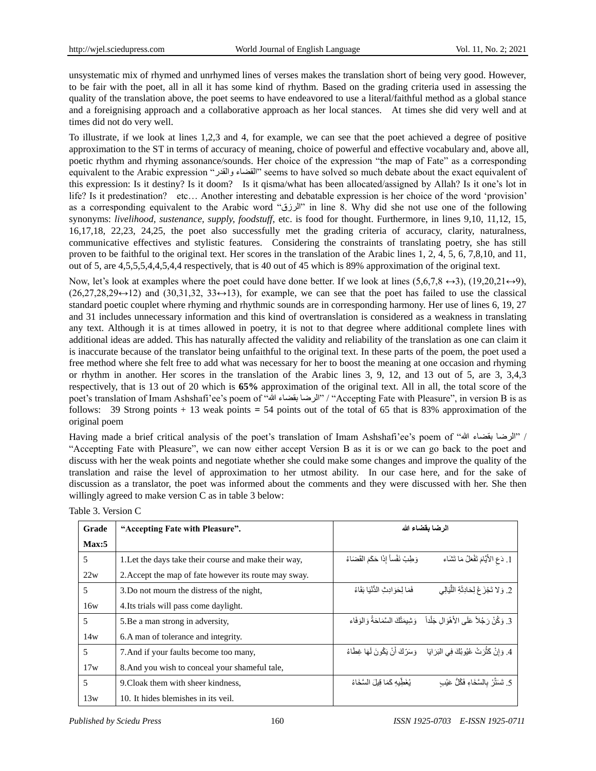unsystematic mix of rhymed and unrhymed lines of verses makes the translation short of being very good. However, to be fair with the poet, all in all it has some kind of rhythm. Based on the grading criteria used in assessing the quality of the translation above, the poet seems to have endeavored to use a literal/faithful method as a global stance and a foreignising approach and a collaborative approach as her local stances. At times she did very well and at times did not do very well.

To illustrate, if we look at lines 1,2,3 and 4, for example, we can see that the poet achieved a degree of positive approximation to the ST in terms of accuracy of meaning, choice of powerful and effective vocabulary and, above all, poetic rhythm and rhyming assonance/sounds. Her choice of the expression "the map of Fate" as a corresponding equivalent to the Arabic expression "القضاء والقدر" seems to have solved so much debate about the exact equivalent of this expression: Is it destiny? Is it doom? Is it qisma/what has been allocated/assigned by Allah? Is it one's lot in life? Is it predestination? etc… Another interesting and debatable expression is her choice of the word 'provision' as a corresponding equivalent to the Arabic word "الرزق" in line 8. Why did she not use one of the following synonyms: *livelihood, sustenance, supply, foodstuff*, etc. is food for thought. Furthermore, in lines 9,10, 11,12, 15, 16,17,18, 22,23, 24,25, the poet also successfully met the grading criteria of accuracy, clarity, naturalness, communicative effectives and stylistic features. Considering the constraints of translating poetry, she has still proven to be faithful to the original text. Her scores in the translation of the Arabic lines 1, 2, 4, 5, 6, 7,8,10, and 11, out of 5, are 4,5,5,5,4,4,5,4,4 respectively, that is 40 out of 45 which is 89% approximation of the original text.

Now, let's look at examples where the poet could have done better. If we look at lines (5,6,7,8 ↔3), (19,20,21↔9), (26,27,28,29↔12) and (30,31,32, 33↔13), for example, we can see that the poet has failed to use the classical standard poetic couplet where rhyming and rhythmic sounds are in corresponding harmony. Her use of lines 6, 19, 27 and 31 includes unnecessary information and this kind of overtranslation is considered as a weakness in translating any text. Although it is at times allowed in poetry, it is not to that degree where additional complete lines with additional ideas are added. This has naturally affected the validity and reliability of the translation as one can claim it is inaccurate because of the translator being unfaithful to the original text. In these parts of the poem, the poet used a free method where she felt free to add what was necessary for her to boost the meaning at one occasion and rhyming or rhythm in another. Her scores in the translation of the Arabic lines 3, 9, 12, and 13 out of 5, are 3, 3,4,3 respectively, that is 13 out of 20 which is **65%** approximation of the original text. All in all, the total score of the poet's translation of Imam Ashshafi'ee's poem of "الرضا بقضاء الله" / "Accepting Fate with Pleasure", in version B is as follows: 39 Strong points + 13 weak points = 54 points out of the total of 65 that is 83% approximation of the original poem

Having made a brief critical analysis of the poet's translation of Imam Ashshafi'ee's poem of "الرضا بقضاء الله" / "Accepting Fate with Pleasure", we can now either accept Version B as it is or we can go back to the poet and discuss with her the weak points and negotiate whether she could make some changes and improve the quality of the translation and raise the level of approximation to her utmost ability. In our case here, and for the sake of discussion as a translator, the poet was informed about the comments and they were discussed with her. She then willingly agreed to make version C as in table 3 below:

Table 3. Version C

| Grade Max:5 | "Accepting Fate with Pleasure". | الرضا بقضاء الله |
|---|---|---|
| 5<br>22w | 1.Let the days take their course and make their way,<br>2.Accept the map of fate however its route may sway. | 1. دَعِ الأَيَّامَ تَفْعَلُ مَا تَشَاء &nbsp;&nbsp;&nbsp; وَطِبْ نَفْساً إذَا حَكَمَ القَضَاءُ |
| 5<br>16w | 3.Do not mourn the distress of the night,<br>4.Its trials will pass come daylight. | 2. وَلا تَجْزَعْ لِحَادِثَةِ اللَّيَالِي &nbsp;&nbsp;&nbsp; فَمَا لِحَوَادِثِ الدُّنْيَا بَقَاءُ |
| 5<br>14w | 5.Be a man strong in adversity,<br>6.A man of tolerance and integrity. | 3. وَكُنْ رَجُلاً عَلَى الأَهْوَالِ جَلْداً &nbsp;&nbsp;&nbsp; وَشِيمَتُكَ السَّمَاحَةُ وَالوَفَاء |
| 5<br>17w | 7.And if your faults become too many,<br>8.And you wish to conceal your shameful tale, | 4. وَإِنْ كَثُرَتْ عُيُوبُكَ فِي البَرَايَا &nbsp;&nbsp;&nbsp; وَسَرّكَ أَنْ يَكُونَ لَهَا غِطَاءُ |
| 5<br>13w | 9.Cloak them with sheer kindness,<br>10. It hides blemishes in its veil. | 5. تَسَتَّرْ بِالسَّخَاءِ فَكُلُّ عَيْبٍ &nbsp;&nbsp;&nbsp; يُغَطِّيهِ كَمَا قِيلَ السَّخَاءُ |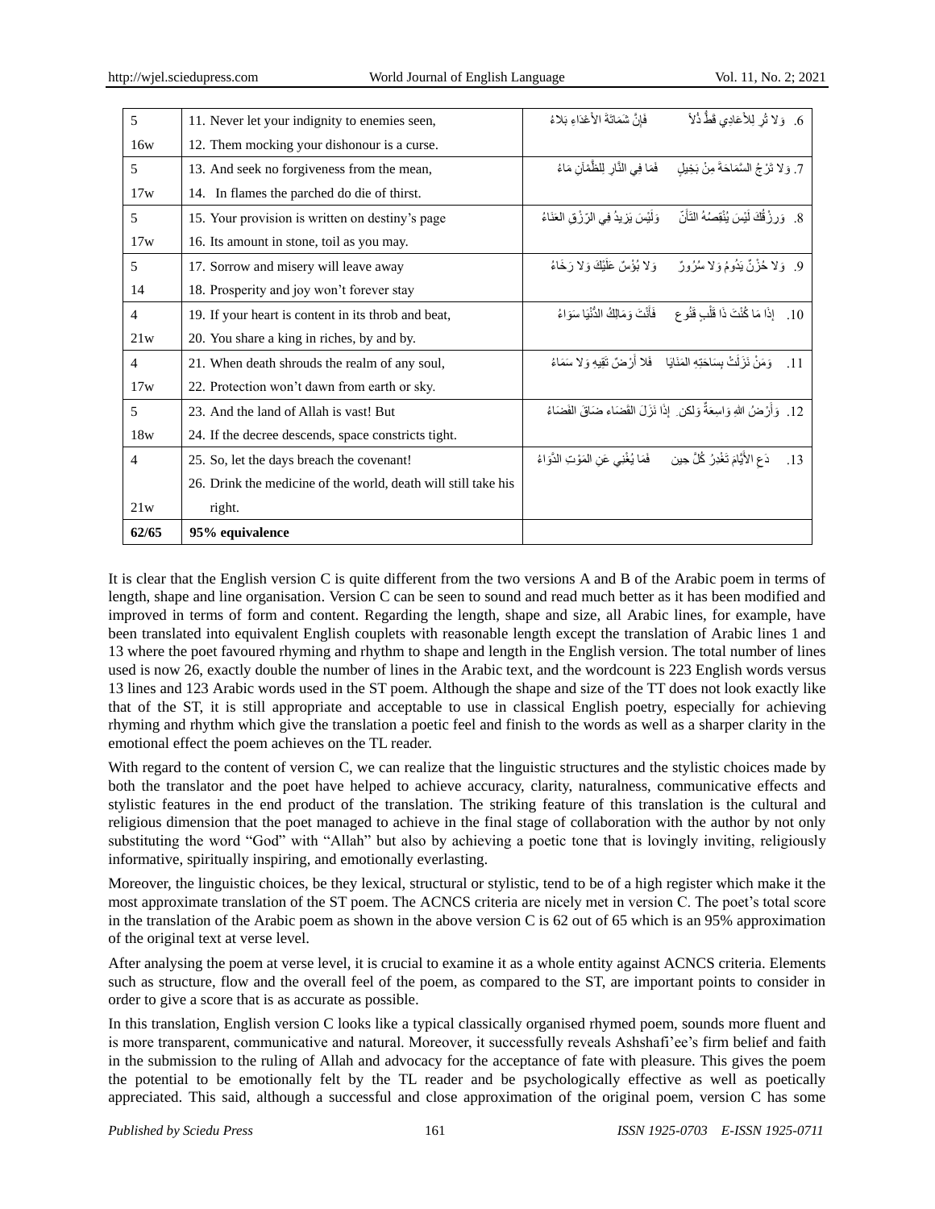| 5 | 11. Never let your indignity to enemies seen, | 6. وَلا تُرِ لِلأَعَادِي قَطُّ ذُلاً فَإِنَّ شَمَاتَةَ الأَعْدَاءِ بَلاءُ |
|---|---|---|
| 16w | 12. Them mocking your dishonour is a curse. | |
| 5 | 13. And seek no forgiveness from the mean, | 7. وَلا تَرْجُ السَّمَاحَةَ مِنْ بَخِيلٍ فَمَا فِي النَّارِ لِلظَّمْآنِ مَاءُ |
| 17w | 14. In flames the parched do die of thirst. | |
| 5 | 15. Your provision is written on destiny's page | 8. وَرِزْقُكَ لَيْسَ يُنْقِصُهُ التَّأَنِّ وَلَيْسَ يَزِيدُ فِي الرِّزْقِ العَنَاءُ |
| 17w | 16. Its amount in stone, toil as you may. | |
| 5 | 17. Sorrow and misery will leave away | 9. وَلا حُزْنٌ يَدُومُ وَلا سُرُورٌ وَلا بُؤْسٌ عَلَيْكَ وَلا رَخَاءُ |
| 14 | 18. Prosperity and joy won't forever stay | |
| 4 | 19. If your heart is content in its throb and beat, | 10. إِذَا مَا كُنْتَ ذَا قَلْبٍ قَنُوعٍ فَأَنْتَ وَمَالِكُ الدُّنْيَا سَوَاءُ |
| 21w | 20. You share a king in riches, by and by. | |
| 4 | 21. When death shrouds the realm of any soul, | 11. وَمَنْ نَزَلَتْ بِسَاحَتِهِ المَنَايَا فَلا أَرْضٌ تَقِيهِ وَلا سَمَاءُ |
| 17w | 22. Protection won't dawn from earth or sky. | |
| 5 | 23. And the land of Allah is vast! But | 12. وَأَرْضُ اللهِ وَاسِعَةٌ وَلكِن إِذَا نَزَلَ القَضَاء ضَاقَ الفَضَاءُ |
| 18w | 24. If the decree descends, space constricts tight. | |
| 4 | 25. So, let the days breach the covenant! | 13. دَعِ الأَيَّامَ تَغْدِرُ كُلَّ حِين فَمَا يُغْنِي عَنِ المَوْتِ الدَّوَاءُ |
| | 26. Drink the medicine of the world, death will still take his | |
| 21w | right. | |
| **62/65** | **95% equivalence** | |

It is clear that the English version C is quite different from the two versions A and B of the Arabic poem in terms of length, shape and line organisation. Version C can be seen to sound and read much better as it has been modified and improved in terms of form and content. Regarding the length, shape and size, all Arabic lines, for example, have been translated into equivalent English couplets with reasonable length except the translation of Arabic lines 1 and 13 where the poet favoured rhyming and rhythm to shape and length in the English version. The total number of lines used is now 26, exactly double the number of lines in the Arabic text, and the wordcount is 223 English words versus 13 lines and 123 Arabic words used in the ST poem. Although the shape and size of the TT does not look exactly like that of the ST, it is still appropriate and acceptable to use in classical English poetry, especially for achieving rhyming and rhythm which give the translation a poetic feel and finish to the words as well as a sharper clarity in the emotional effect the poem achieves on the TL reader.

With regard to the content of version C, we can realize that the linguistic structures and the stylistic choices made by both the translator and the poet have helped to achieve accuracy, clarity, naturalness, communicative effects and stylistic features in the end product of the translation. The striking feature of this translation is the cultural and religious dimension that the poet managed to achieve in the final stage of collaboration with the author by not only substituting the word "God" with "Allah" but also by achieving a poetic tone that is lovingly inviting, religiously informative, spiritually inspiring, and emotionally everlasting.

Moreover, the linguistic choices, be they lexical, structural or stylistic, tend to be of a high register which make it the most approximate translation of the ST poem. The ACNCS criteria are nicely met in version C. The poet's total score in the translation of the Arabic poem as shown in the above version C is 62 out of 65 which is an 95% approximation of the original text at verse level.

After analysing the poem at verse level, it is crucial to examine it as a whole entity against ACNCS criteria. Elements such as structure, flow and the overall feel of the poem, as compared to the ST, are important points to consider in order to give a score that is as accurate as possible.

In this translation, English version C looks like a typical classically organised rhymed poem, sounds more fluent and is more transparent, communicative and natural. Moreover, it successfully reveals Ashshafi'ee's firm belief and faith in the submission to the ruling of Allah and advocacy for the acceptance of fate with pleasure. This gives the poem the potential to be emotionally felt by the TL reader and be psychologically effective as well as poetically appreciated. This said, although a successful and close approximation of the original poem, version C has some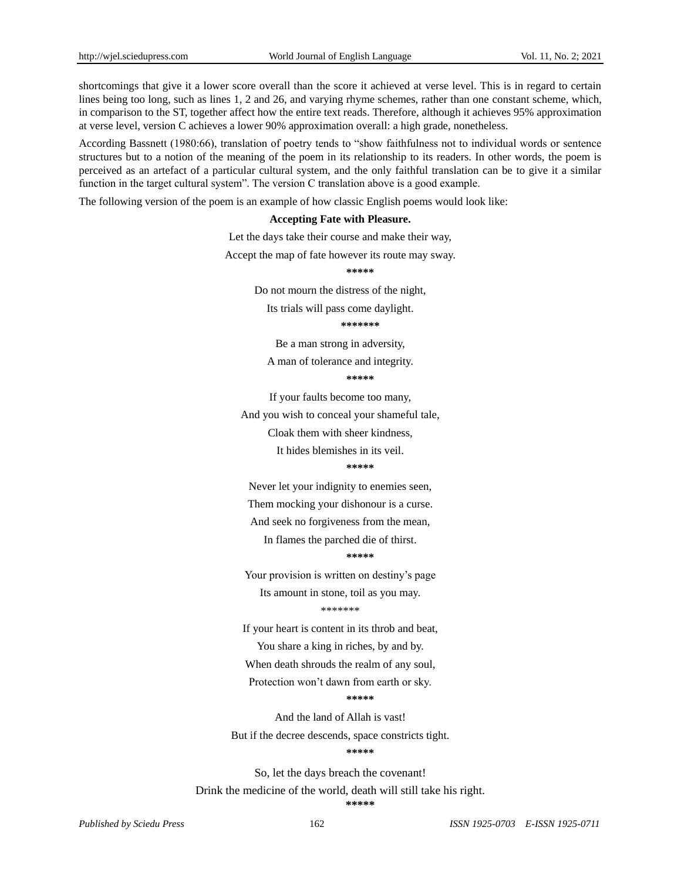shortcomings that give it a lower score overall than the score it achieved at verse level. This is in regard to certain lines being too long, such as lines 1, 2 and 26, and varying rhyme schemes, rather than one constant scheme, which, in comparison to the ST, together affect how the entire text reads. Therefore, although it achieves 95% approximation at verse level, version C achieves a lower 90% approximation overall: a high grade, nonetheless.

According Bassnett (1980:66), translation of poetry tends to "show faithfulness not to individual words or sentence structures but to a notion of the meaning of the poem in its relationship to its readers. In other words, the poem is perceived as an artefact of a particular cultural system, and the only faithful translation can be to give it a similar function in the target cultural system". The version C translation above is a good example.

The following version of the poem is an example of how classic English poems would look like:

**Accepting Fate with Pleasure.**

Let the days take their course and make their way,

Accept the map of fate however its route may sway.

*****

Do not mourn the distress of the night,

Its trials will pass come daylight.

*******

Be a man strong in adversity,

A man of tolerance and integrity.

*****

If your faults become too many,

And you wish to conceal your shameful tale,

Cloak them with sheer kindness,

It hides blemishes in its veil.

*****

Never let your indignity to enemies seen,

Them mocking your dishonour is a curse.

And seek no forgiveness from the mean,

In flames the parched die of thirst.

*****

Your provision is written on destiny's page

Its amount in stone, toil as you may.

*******

If your heart is content in its throb and beat,

You share a king in riches, by and by.

When death shrouds the realm of any soul,

Protection won't dawn from earth or sky.

*****

And the land of Allah is vast!

But if the decree descends, space constricts tight.

*****

So, let the days breach the covenant!

Drink the medicine of the world, death will still take his right.

*****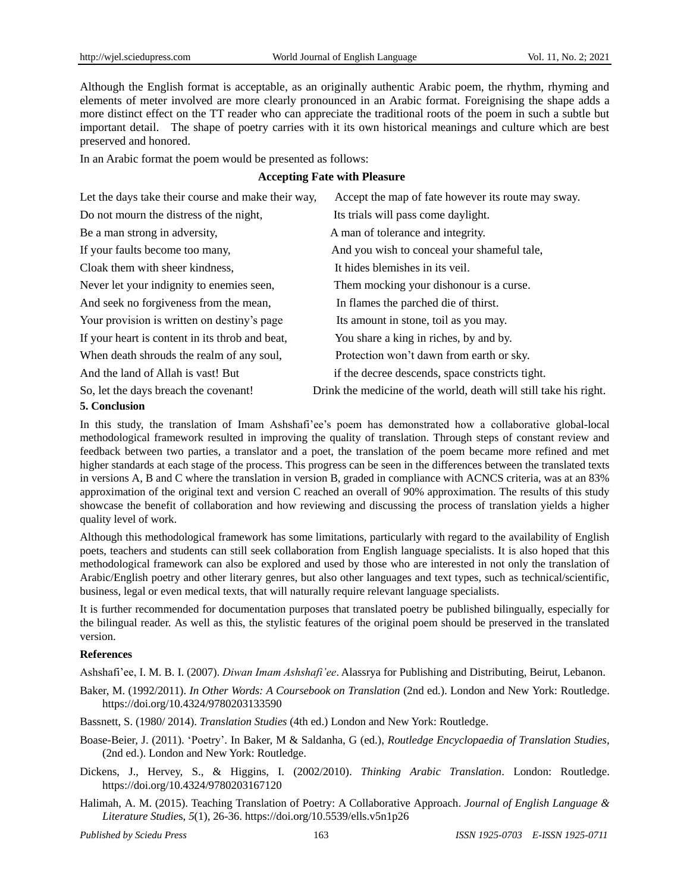Although the English format is acceptable, as an originally authentic Arabic poem, the rhythm, rhyming and elements of meter involved are more clearly pronounced in an Arabic format. Foreignising the shape adds a more distinct effect on the TT reader who can appreciate the traditional roots of the poem in such a subtle but important detail. The shape of poetry carries with it its own historical meanings and culture which are best preserved and honored.

In an Arabic format the poem would be presented as follows:

**Accepting Fate with Pleasure**

| | |
|---|---|
| Let the days take their course and make their way, | Accept the map of fate however its route may sway. |
| Do not mourn the distress of the night, | Its trials will pass come daylight. |
| Be a man strong in adversity, | A man of tolerance and integrity. |
| If your faults become too many, | And you wish to conceal your shameful tale, |
| Cloak them with sheer kindness, | It hides blemishes in its veil. |
| Never let your indignity to enemies seen, | Them mocking your dishonour is a curse. |
| And seek no forgiveness from the mean, | In flames the parched die of thirst. |
| Your provision is written on destiny's page | Its amount in stone, toil as you may. |
| If your heart is content in its throb and beat, | You share a king in riches, by and by. |
| When death shrouds the realm of any soul, | Protection won't dawn from earth or sky. |
| And the land of Allah is vast! But | if the decree descends, space constricts tight. |
| So, let the days breach the covenant! | Drink the medicine of the world, death will still take his right. |

## 5. Conclusion

In this study, the translation of Imam Ashshafi'ee's poem has demonstrated how a collaborative global-local methodological framework resulted in improving the quality of translation. Through steps of constant review and feedback between two parties, a translator and a poet, the translation of the poem became more refined and met higher standards at each stage of the process. This progress can be seen in the differences between the translated texts in versions A, B and C where the translation in version B, graded in compliance with ACNCS criteria, was at an 83% approximation of the original text and version C reached an overall of 90% approximation. The results of this study showcase the benefit of collaboration and how reviewing and discussing the process of translation yields a higher quality level of work.

Although this methodological framework has some limitations, particularly with regard to the availability of English poets, teachers and students can still seek collaboration from English language specialists. It is also hoped that this methodological framework can also be explored and used by those who are interested in not only the translation of Arabic/English poetry and other literary genres, but also other languages and text types, such as technical/scientific, business, legal or even medical texts, that will naturally require relevant language specialists.

It is further recommended for documentation purposes that translated poetry be published bilingually, especially for the bilingual reader. As well as this, the stylistic features of the original poem should be preserved in the translated version.

## References

Ashshafi'ee, I. M. B. I. (2007). *Diwan Imam Ashshafi'ee*. Alassrya for Publishing and Distributing, Beirut, Lebanon.

Baker, M. (1992/2011). *In Other Words: A Coursebook on Translation* (2nd ed.). London and New York: Routledge. https://doi.org/10.4324/9780203133590

Bassnett, S. (1980/ 2014). *Translation Studies* (4th ed.) London and New York: Routledge.

Boase-Beier, J. (2011). 'Poetry'. In Baker, M & Saldanha, G (ed.), *Routledge Encyclopaedia of Translation Studies*, (2nd ed.). London and New York: Routledge.

Dickens, J., Hervey, S., & Higgins, I. (2002/2010). *Thinking Arabic Translation*. London: Routledge. https://doi.org/10.4324/9780203167120

Halimah, A. M. (2015). Teaching Translation of Poetry: A Collaborative Approach. *Journal of English Language & Literature Studies, 5*(1), 26-36. https://doi.org/10.5539/ells.v5n1p26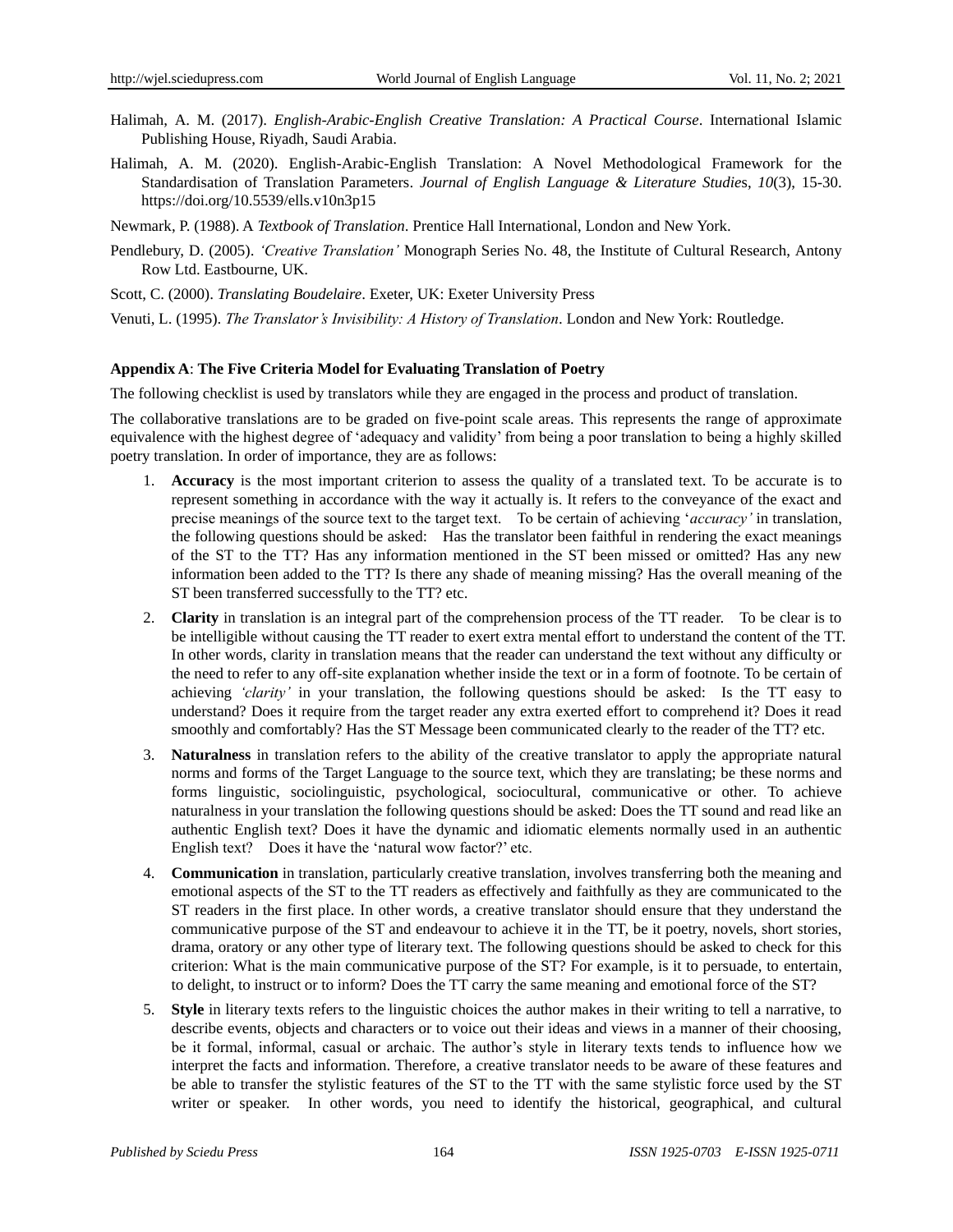Halimah, A. M. (2017). *English-Arabic-English Creative Translation: A Practical Course*. International Islamic Publishing House, Riyadh, Saudi Arabia.

Halimah, A. M. (2020). English-Arabic-English Translation: A Novel Methodological Framework for the Standardisation of Translation Parameters. *Journal of English Language & Literature Studies*, *10*(3), 15-30. https://doi.org/10.5539/ells.v10n3p15

Newmark, P. (1988). A *Textbook of Translation*. Prentice Hall International, London and New York.

Pendlebury, D. (2005). *'Creative Translation'* Monograph Series No. 48, the Institute of Cultural Research, Antony Row Ltd. Eastbourne, UK.

Scott, C. (2000). *Translating Boudelaire*. Exeter, UK: Exeter University Press

Venuti, L. (1995). *The Translator's Invisibility: A History of Translation*. London and New York: Routledge.

**Appendix A**: **The Five Criteria Model for Evaluating Translation of Poetry**

The following checklist is used by translators while they are engaged in the process and product of translation.

The collaborative translations are to be graded on five-point scale areas. This represents the range of approximate equivalence with the highest degree of 'adequacy and validity' from being a poor translation to being a highly skilled poetry translation. In order of importance, they are as follows:

1. **Accuracy** is the most important criterion to assess the quality of a translated text. To be accurate is to represent something in accordance with the way it actually is. It refers to the conveyance of the exact and precise meanings of the source text to the target text. To be certain of achieving '*accuracy'* in translation, the following questions should be asked: Has the translator been faithful in rendering the exact meanings of the ST to the TT? Has any information mentioned in the ST been missed or omitted? Has any new information been added to the TT? Is there any shade of meaning missing? Has the overall meaning of the ST been transferred successfully to the TT? etc.
2. **Clarity** in translation is an integral part of the comprehension process of the TT reader. To be clear is to be intelligible without causing the TT reader to exert extra mental effort to understand the content of the TT. In other words, clarity in translation means that the reader can understand the text without any difficulty or the need to refer to any off-site explanation whether inside the text or in a form of footnote. To be certain of achieving *'clarity'* in your translation, the following questions should be asked: Is the TT easy to understand? Does it require from the target reader any extra exerted effort to comprehend it? Does it read smoothly and comfortably? Has the ST Message been communicated clearly to the reader of the TT? etc.
3. **Naturalness** in translation refers to the ability of the creative translator to apply the appropriate natural norms and forms of the Target Language to the source text, which they are translating; be these norms and forms linguistic, sociolinguistic, psychological, sociocultural, communicative or other. To achieve naturalness in your translation the following questions should be asked: Does the TT sound and read like an authentic English text? Does it have the dynamic and idiomatic elements normally used in an authentic English text? Does it have the 'natural wow factor?' etc.
4. **Communication** in translation, particularly creative translation, involves transferring both the meaning and emotional aspects of the ST to the TT readers as effectively and faithfully as they are communicated to the ST readers in the first place. In other words, a creative translator should ensure that they understand the communicative purpose of the ST and endeavour to achieve it in the TT, be it poetry, novels, short stories, drama, oratory or any other type of literary text. The following questions should be asked to check for this criterion: What is the main communicative purpose of the ST? For example, is it to persuade, to entertain, to delight, to instruct or to inform? Does the TT carry the same meaning and emotional force of the ST?
5. **Style** in literary texts refers to the linguistic choices the author makes in their writing to tell a narrative, to describe events, objects and characters or to voice out their ideas and views in a manner of their choosing, be it formal, informal, casual or archaic. The author's style in literary texts tends to influence how we interpret the facts and information. Therefore, a creative translator needs to be aware of these features and be able to transfer the stylistic features of the ST to the TT with the same stylistic force used by the ST writer or speaker. In other words, you need to identify the historical, geographical, and cultural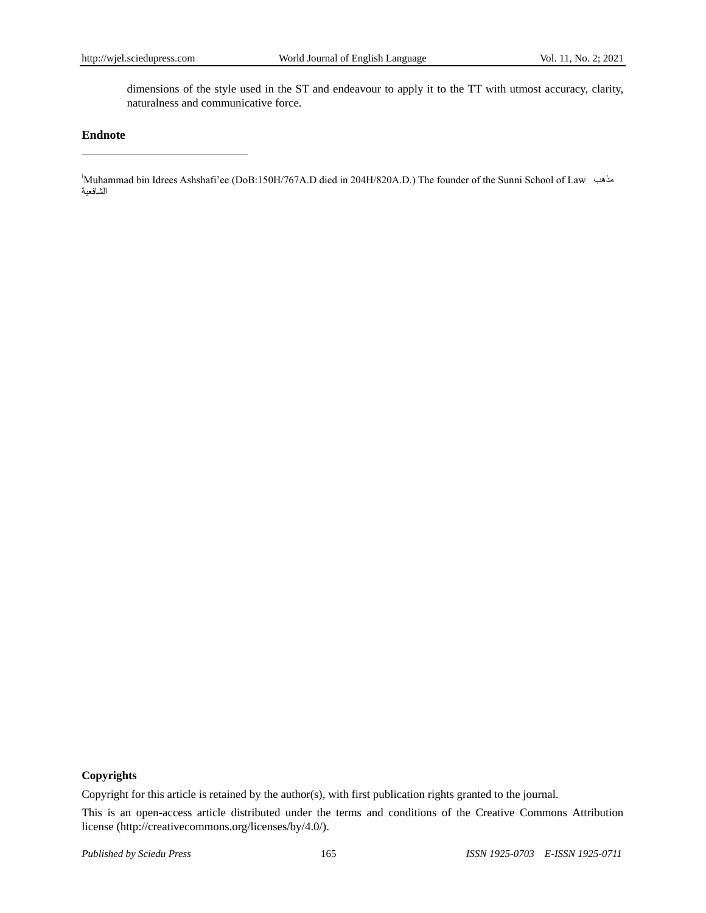dimensions of the style used in the ST and endeavour to apply it to the TT with utmost accuracy, clarity, naturalness and communicative force.

**Endnote**

[i]Muhammad bin Idrees Ashshafi'ee (DoB:150H/767A.D died in 204H/820A.D.) The founder of the Sunni School of Law مذهب الشافعية

**Copyrights**

Copyright for this article is retained by the author(s), with first publication rights granted to the journal.

This is an open-access article distributed under the terms and conditions of the Creative Commons Attribution license (http://creativecommons.org/licenses/by/4.0/).